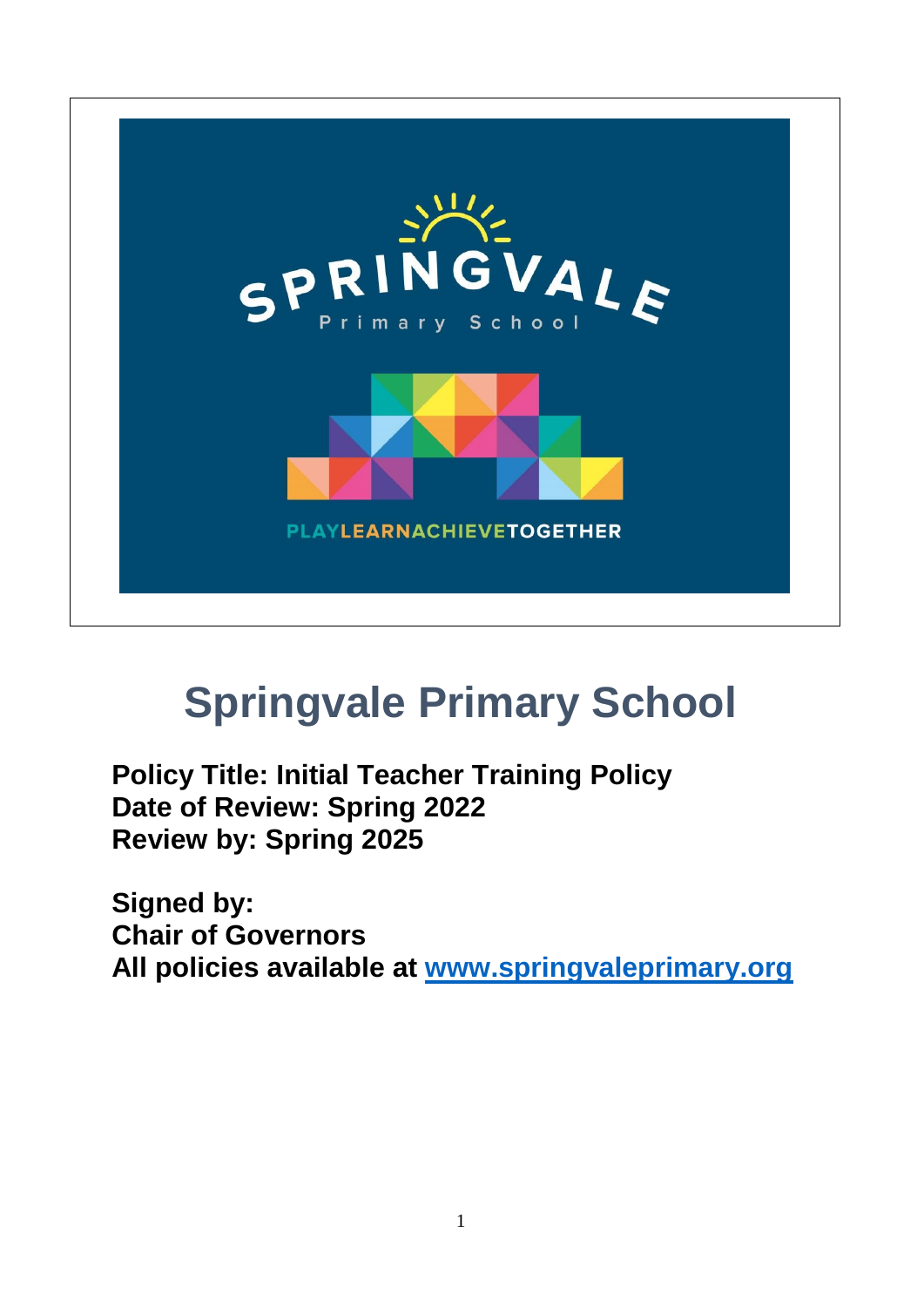# Springvale Primary School

**Policy Title: Initial Teacher Training Policy**
**Date of Review: Spring 2022**
**Review by: Spring 2025**

**Signed by:**
**Chair of Governors**
**All policies available at [www.springvaleprimary.org](www.springvaleprimary.org)**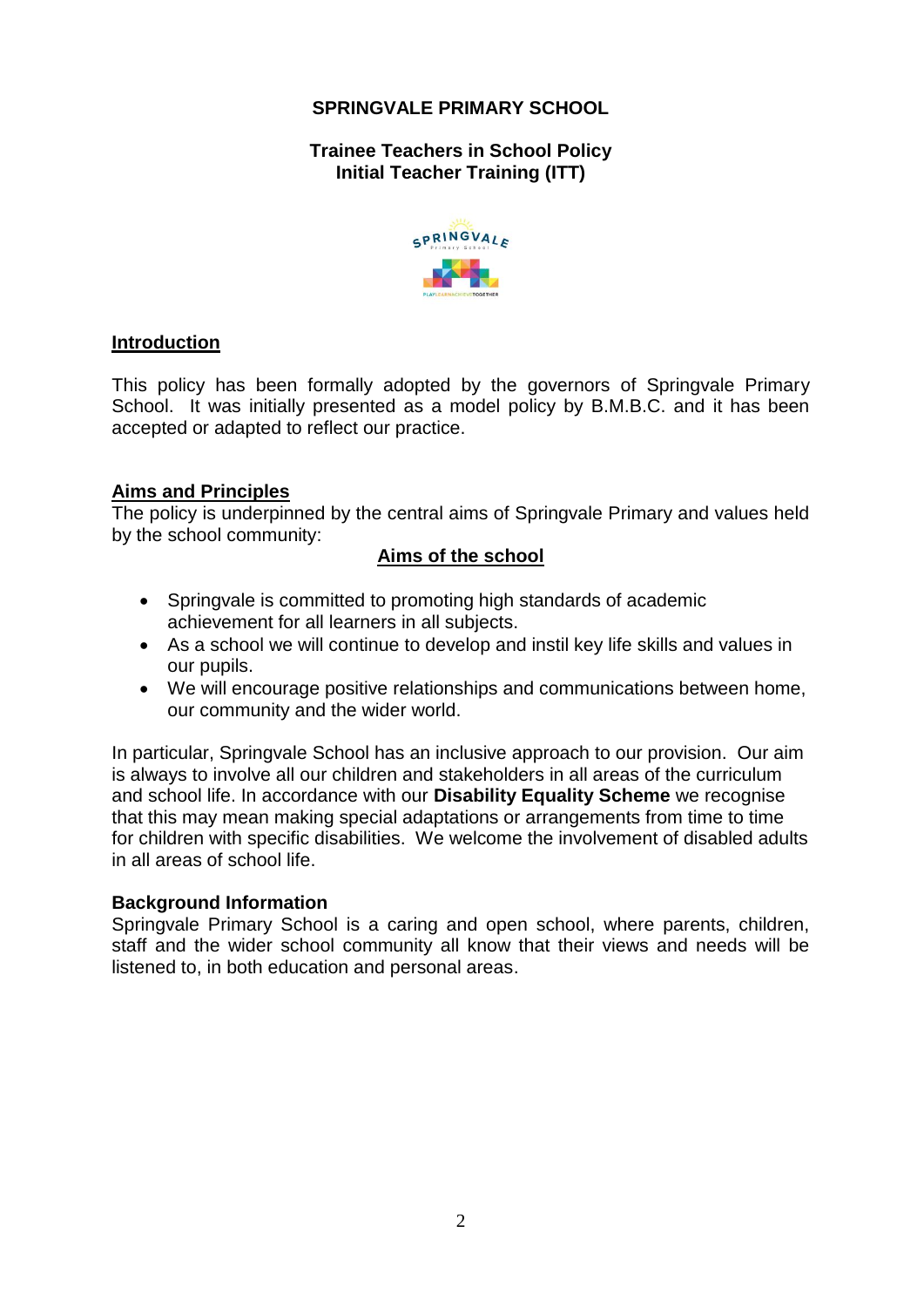**SPRINGVALE PRIMARY SCHOOL**

**Trainee Teachers in School Policy**
**Initial Teacher Training (ITT)**

## Introduction

This policy has been formally adopted by the governors of Springvale Primary School. It was initially presented as a model policy by B.M.B.C. and it has been accepted or adapted to reflect our practice.

## Aims and Principles

The policy is underpinned by the central aims of Springvale Primary and values held by the school community:

### Aims of the school

- Springvale is committed to promoting high standards of academic achievement for all learners in all subjects.
- As a school we will continue to develop and instil key life skills and values in our pupils.
- We will encourage positive relationships and communications between home, our community and the wider world.

In particular, Springvale School has an inclusive approach to our provision. Our aim is always to involve all our children and stakeholders in all areas of the curriculum and school life. In accordance with our **Disability Equality Scheme** we recognise that this may mean making special adaptations or arrangements from time to time for children with specific disabilities. We welcome the involvement of disabled adults in all areas of school life.

**Background Information**

Springvale Primary School is a caring and open school, where parents, children, staff and the wider school community all know that their views and needs will be listened to, in both education and personal areas.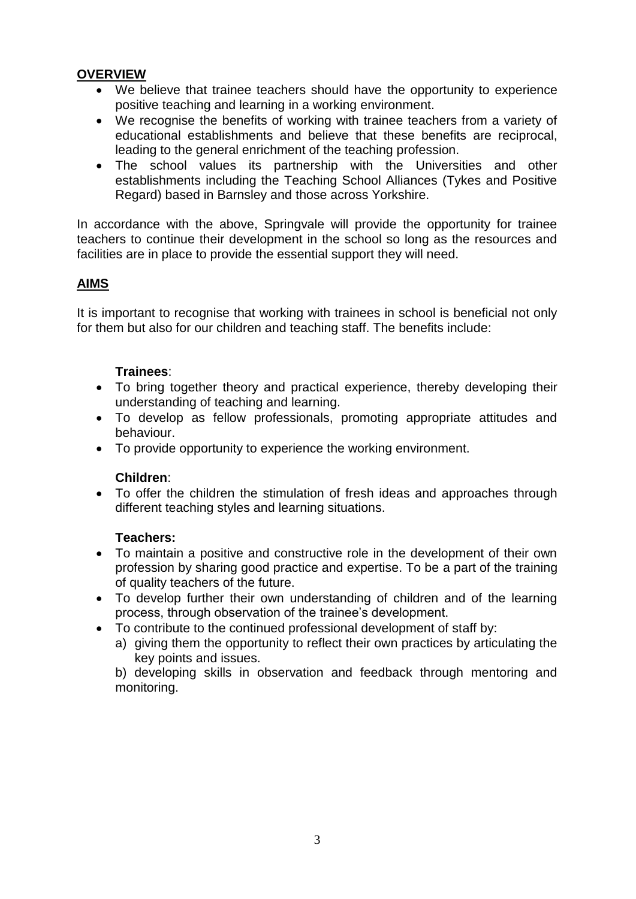## OVERVIEW

- We believe that trainee teachers should have the opportunity to experience positive teaching and learning in a working environment.
- We recognise the benefits of working with trainee teachers from a variety of educational establishments and believe that these benefits are reciprocal, leading to the general enrichment of the teaching profession.
- The school values its partnership with the Universities and other establishments including the Teaching School Alliances (Tykes and Positive Regard) based in Barnsley and those across Yorkshire.

In accordance with the above, Springvale will provide the opportunity for trainee teachers to continue their development in the school so long as the resources and facilities are in place to provide the essential support they will need.

## AIMS

It is important to recognise that working with trainees in school is beneficial not only for them but also for our children and teaching staff. The benefits include:

**Trainees**:

- To bring together theory and practical experience, thereby developing their understanding of teaching and learning.
- To develop as fellow professionals, promoting appropriate attitudes and behaviour.
- To provide opportunity to experience the working environment.

**Children**:

- To offer the children the stimulation of fresh ideas and approaches through different teaching styles and learning situations.

**Teachers:**

- To maintain a positive and constructive role in the development of their own profession by sharing good practice and expertise. To be a part of the training of quality teachers of the future.
- To develop further their own understanding of children and of the learning process, through observation of the trainee's development.
- To contribute to the continued professional development of staff by:
  a) giving them the opportunity to reflect their own practices by articulating the key points and issues.

  b) developing skills in observation and feedback through mentoring and monitoring.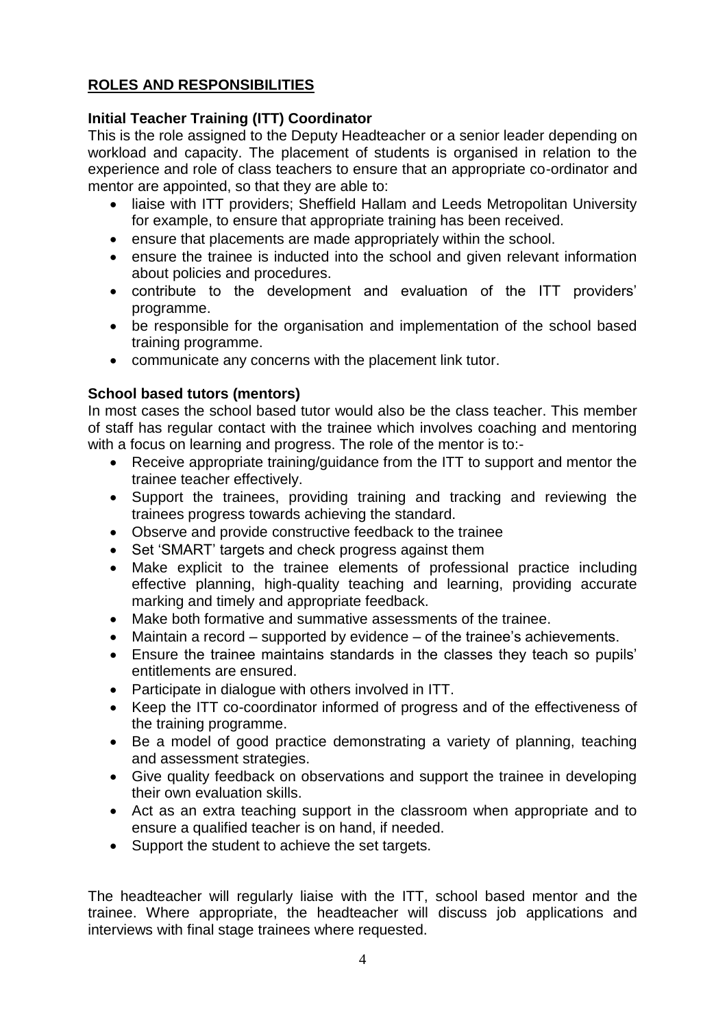## ROLES AND RESPONSIBILITIES

### Initial Teacher Training (ITT) Coordinator

This is the role assigned to the Deputy Headteacher or a senior leader depending on workload and capacity. The placement of students is organised in relation to the experience and role of class teachers to ensure that an appropriate co-ordinator and mentor are appointed, so that they are able to:

- liaise with ITT providers; Sheffield Hallam and Leeds Metropolitan University for example, to ensure that appropriate training has been received.
- ensure that placements are made appropriately within the school.
- ensure the trainee is inducted into the school and given relevant information about policies and procedures.
- contribute to the development and evaluation of the ITT providers' programme.
- be responsible for the organisation and implementation of the school based training programme.
- communicate any concerns with the placement link tutor.

### School based tutors (mentors)

In most cases the school based tutor would also be the class teacher. This member of staff has regular contact with the trainee which involves coaching and mentoring with a focus on learning and progress. The role of the mentor is to:-

- Receive appropriate training/guidance from the ITT to support and mentor the trainee teacher effectively.
- Support the trainees, providing training and tracking and reviewing the trainees progress towards achieving the standard.
- Observe and provide constructive feedback to the trainee
- Set 'SMART' targets and check progress against them
- Make explicit to the trainee elements of professional practice including effective planning, high-quality teaching and learning, providing accurate marking and timely and appropriate feedback.
- Make both formative and summative assessments of the trainee.
- Maintain a record – supported by evidence – of the trainee's achievements.
- Ensure the trainee maintains standards in the classes they teach so pupils' entitlements are ensured.
- Participate in dialogue with others involved in ITT.
- Keep the ITT co-coordinator informed of progress and of the effectiveness of the training programme.
- Be a model of good practice demonstrating a variety of planning, teaching and assessment strategies.
- Give quality feedback on observations and support the trainee in developing their own evaluation skills.
- Act as an extra teaching support in the classroom when appropriate and to ensure a qualified teacher is on hand, if needed.
- Support the student to achieve the set targets.

The headteacher will regularly liaise with the ITT, school based mentor and the trainee. Where appropriate, the headteacher will discuss job applications and interviews with final stage trainees where requested.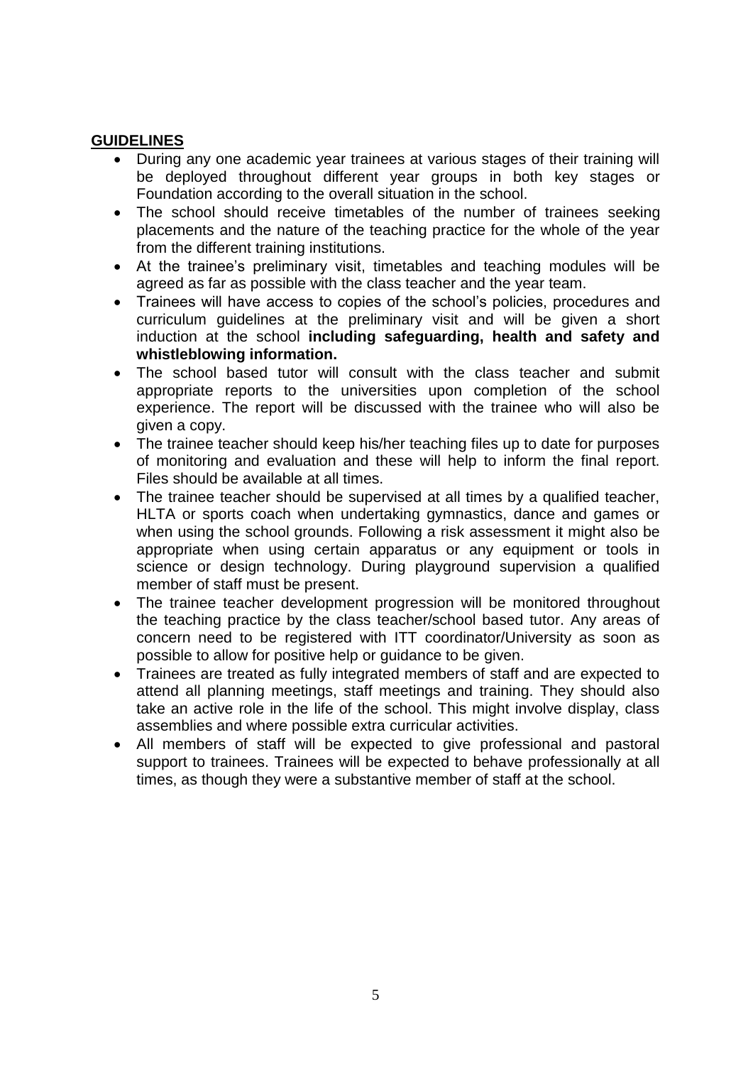**GUIDELINES**

- During any one academic year trainees at various stages of their training will be deployed throughout different year groups in both key stages or Foundation according to the overall situation in the school.
- The school should receive timetables of the number of trainees seeking placements and the nature of the teaching practice for the whole of the year from the different training institutions.
- At the trainee's preliminary visit, timetables and teaching modules will be agreed as far as possible with the class teacher and the year team.
- Trainees will have access to copies of the school's policies, procedures and curriculum guidelines at the preliminary visit and will be given a short induction at the school **including safeguarding, health and safety and whistleblowing information.**
- The school based tutor will consult with the class teacher and submit appropriate reports to the universities upon completion of the school experience. The report will be discussed with the trainee who will also be given a copy.
- The trainee teacher should keep his/her teaching files up to date for purposes of monitoring and evaluation and these will help to inform the final report. Files should be available at all times.
- The trainee teacher should be supervised at all times by a qualified teacher, HLTA or sports coach when undertaking gymnastics, dance and games or when using the school grounds. Following a risk assessment it might also be appropriate when using certain apparatus or any equipment or tools in science or design technology. During playground supervision a qualified member of staff must be present.
- The trainee teacher development progression will be monitored throughout the teaching practice by the class teacher/school based tutor. Any areas of concern need to be registered with ITT coordinator/University as soon as possible to allow for positive help or guidance to be given.
- Trainees are treated as fully integrated members of staff and are expected to attend all planning meetings, staff meetings and training. They should also take an active role in the life of the school. This might involve display, class assemblies and where possible extra curricular activities.
- All members of staff will be expected to give professional and pastoral support to trainees. Trainees will be expected to behave professionally at all times, as though they were a substantive member of staff at the school.